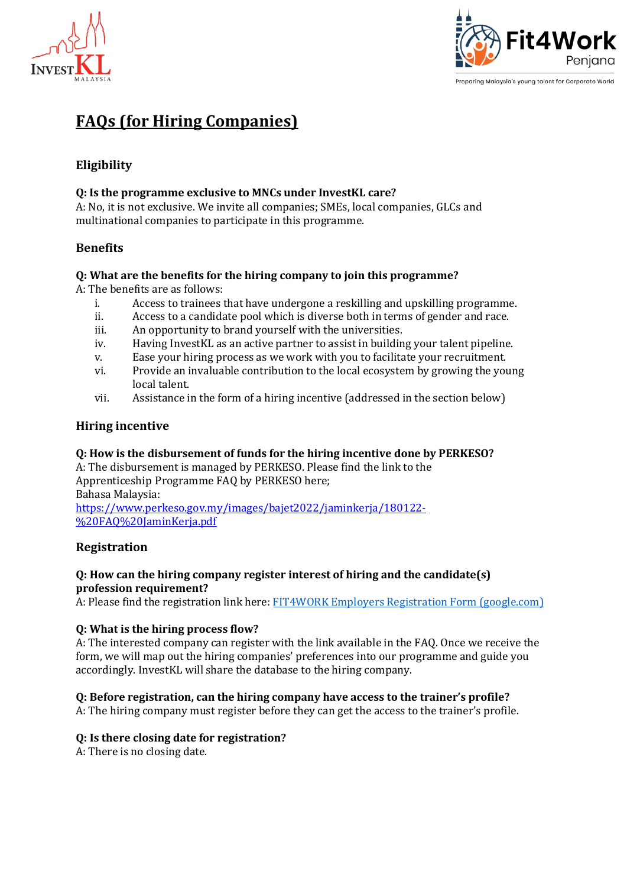# FAQs (for Hiring Companies)

## Eligibility

**Q: Is the programme exclusive to MNCs under InvestKL care?**
A: No, it is not exclusive. We invite all companies; SMEs, local companies, GLCs and multinational companies to participate in this programme.

## Benefits

**Q: What are the benefits for the hiring company to join this programme?**
A: The benefits are as follows:

i. Access to trainees that have undergone a reskilling and upskilling programme.
ii. Access to a candidate pool which is diverse both in terms of gender and race.
iii. An opportunity to brand yourself with the universities.
iv. Having InvestKL as an active partner to assist in building your talent pipeline.
v. Ease your hiring process as we work with you to facilitate your recruitment.
vi. Provide an invaluable contribution to the local ecosystem by growing the young local talent.
vii. Assistance in the form of a hiring incentive (addressed in the section below)

## Hiring incentive

**Q: How is the disbursement of funds for the hiring incentive done by PERKESO?**
A: The disbursement is managed by PERKESO. Please find the link to the Apprenticeship Programme FAQ by PERKESO here;
Bahasa Malaysia:
[https://www.perkeso.gov.my/images/bajet2022/jaminkerja/180122-%20FAQ%20JaminKerja.pdf](https://www.perkeso.gov.my/images/bajet2022/jaminkerja/180122-%20FAQ%20JaminKerja.pdf)

## Registration

**Q: How can the hiring company register interest of hiring and the candidate(s) profession requirement?**
A: Please find the registration link here: FIT4WORK Employers Registration Form (google.com)

**Q: What is the hiring process flow?**
A: The interested company can register with the link available in the FAQ. Once we receive the form, we will map out the hiring companies' preferences into our programme and guide you accordingly. InvestKL will share the database to the hiring company.

**Q: Before registration, can the hiring company have access to the trainer's profile?**
A: The hiring company must register before they can get the access to the trainer's profile.

**Q: Is there closing date for registration?**
A: There is no closing date.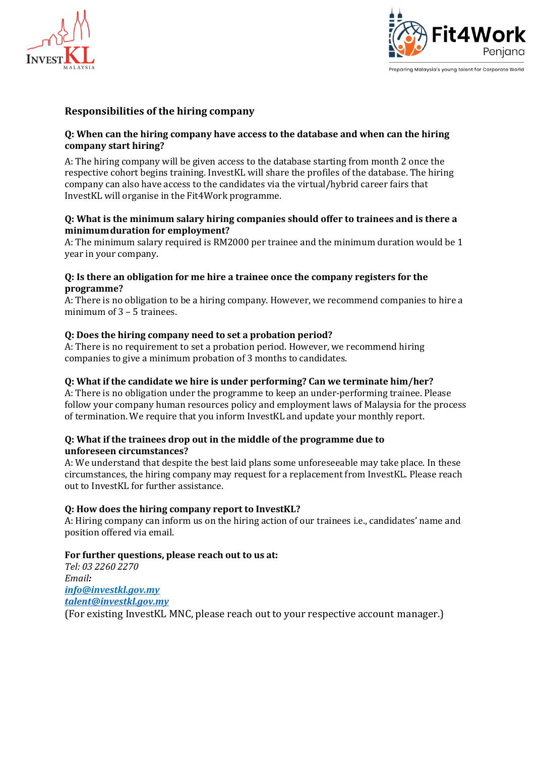## Responsibilities of the hiring company

**Q: When can the hiring company have access to the database and when can the hiring company start hiring?**

A: The hiring company will be given access to the database starting from month 2 once the respective cohort begins training. InvestKL will share the profiles of the database. The hiring company can also have access to the candidates via the virtual/hybrid career fairs that InvestKL will organise in the Fit4Work programme.

**Q: What is the minimum salary hiring companies should offer to trainees and is there a minimum duration for employment?**

A: The minimum salary required is RM2000 per trainee and the minimum duration would be 1 year in your company.

**Q: Is there an obligation for me hire a trainee once the company registers for the programme?**

A: There is no obligation to be a hiring company. However, we recommend companies to hire a minimum of 3 – 5 trainees.

**Q: Does the hiring company need to set a probation period?**

A: There is no requirement to set a probation period. However, we recommend hiring companies to give a minimum probation of 3 months to candidates.

**Q: What if the candidate we hire is under performing? Can we terminate him/her?**

A: There is no obligation under the programme to keep an under-performing trainee. Please follow your company human resources policy and employment laws of Malaysia for the process of termination. We require that you inform InvestKL and update your monthly report.

**Q: What if the trainees drop out in the middle of the programme due to unforeseen circumstances?**

A: We understand that despite the best laid plans some unforeseeable may take place. In these circumstances, the hiring company may request for a replacement from InvestKL. Please reach out to InvestKL for further assistance.

**Q: How does the hiring company report to InvestKL?**

A: Hiring company can inform us on the hiring action of our trainees i.e., candidates' name and position offered via email.

**For further questions, please reach out to us at:**

*Tel: 03 2260 2270*

*Email:*

*info@investkl.gov.my*

*talent@investkl.gov.my*

(For existing InvestKL MNC, please reach out to your respective account manager.)